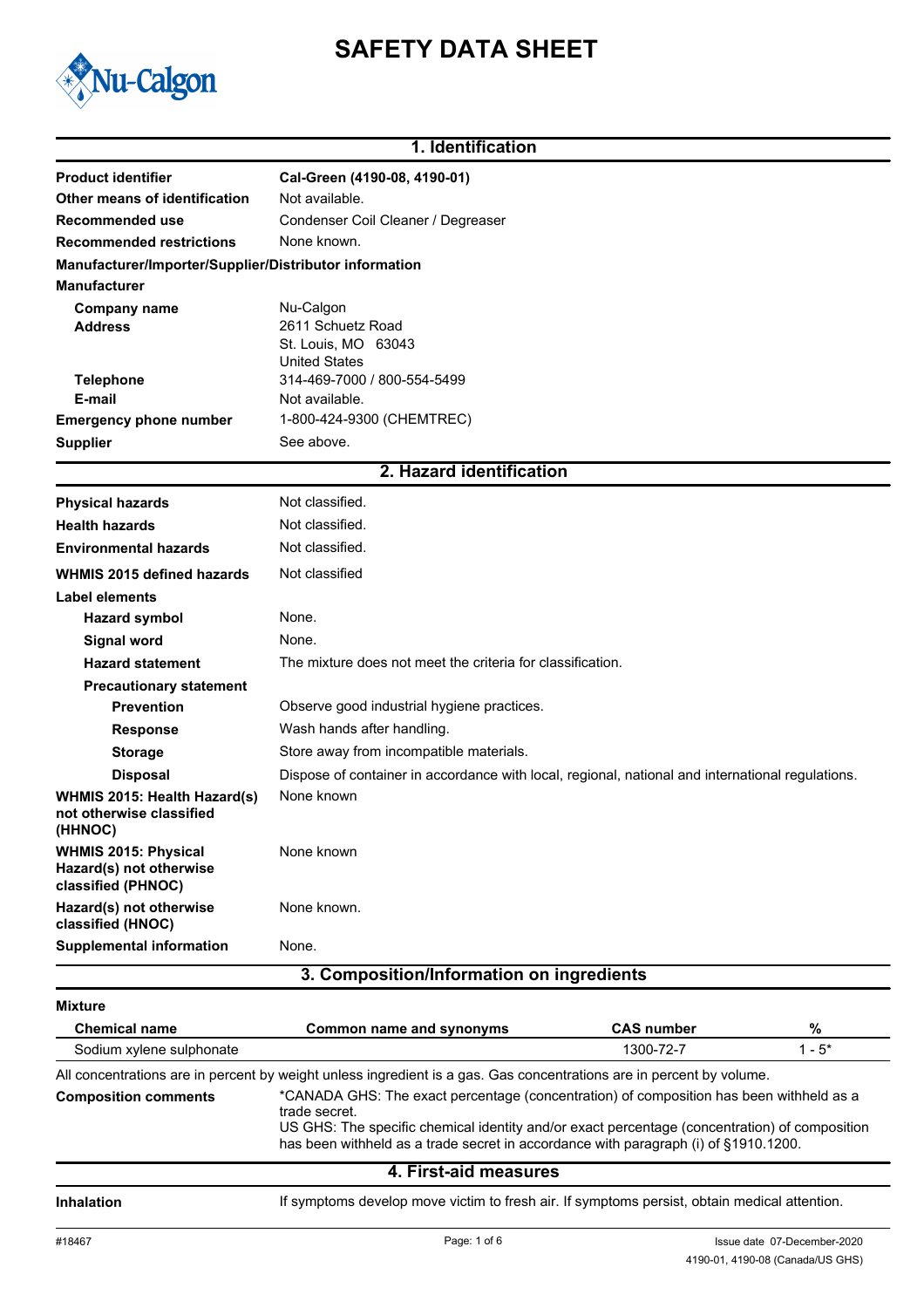# SAFETY DATA SHEET

## 1. Identification

| | |
|---|---|
| **Product identifier** | **Cal-Green (4190-08, 4190-01)** |
| **Other means of identification** | Not available. |
| **Recommended use** | Condenser Coil Cleaner / Degreaser |
| **Recommended restrictions** | None known. |

**Manufacturer/Importer/Supplier/Distributor information**

**Manufacturer**

| | |
|---|---|
| **Company name** | Nu-Calgon |
| **Address** | 2611 Schuetz Road<br>St. Louis, MO 63043<br>United States |
| **Telephone** | 314-469-7000 / 800-554-5499 |
| **E-mail** | Not available. |
| **Emergency phone number** | 1-800-424-9300 (CHEMTREC) |
| **Supplier** | See above. |

## 2. Hazard identification

| | |
|---|---|
| **Physical hazards** | Not classified. |
| **Health hazards** | Not classified. |
| **Environmental hazards** | Not classified. |
| **WHMIS 2015 defined hazards** | Not classified |

**Label elements**

| | |
|---|---|
| **Hazard symbol** | None. |
| **Signal word** | None. |
| **Hazard statement** | The mixture does not meet the criteria for classification. |

**Precautionary statement**

| | |
|---|---|
| **Prevention** | Observe good industrial hygiene practices. |
| **Response** | Wash hands after handling. |
| **Storage** | Store away from incompatible materials. |
| **Disposal** | Dispose of container in accordance with local, regional, national and international regulations. |
| **WHMIS 2015: Health Hazard(s) not otherwise classified (HHNOC)** | None known |
| **WHMIS 2015: Physical Hazard(s) not otherwise classified (PHNOC)** | None known |
| **Hazard(s) not otherwise classified (HNOC)** | None known. |
| **Supplemental information** | None. |

## 3. Composition/Information on ingredients

**Mixture**

| Chemical name | Common name and synonyms | CAS number | % |
|---|---|---|---|
| Sodium xylene sulphonate | | 1300-72-7 | 1 - 5* |

All concentrations are in percent by weight unless ingredient is a gas. Gas concentrations are in percent by volume.

**Composition comments**

*CANADA GHS: The exact percentage (concentration) of composition has been withheld as a trade secret.
US GHS: The specific chemical identity and/or exact percentage (concentration) of composition has been withheld as a trade secret in accordance with paragraph (i) of §1910.1200.

## 4. First-aid measures

| | |
|---|---|
| **Inhalation** | If symptoms develop move victim to fresh air. If symptoms persist, obtain medical attention. |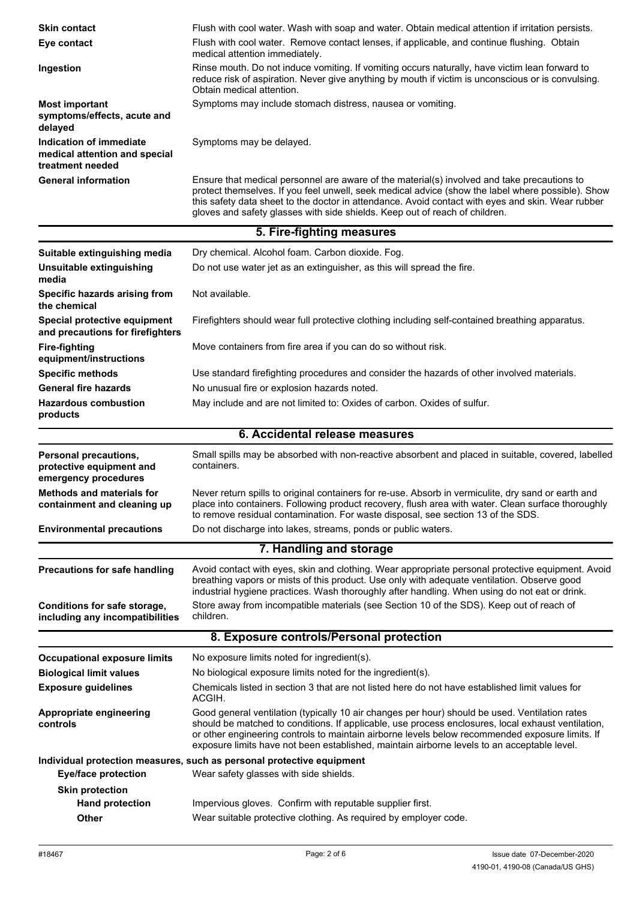**Skin contact** Flush with cool water. Wash with soap and water. Obtain medical attention if irritation persists.

**Eye contact** Flush with cool water. Remove contact lenses, if applicable, and continue flushing. Obtain medical attention immediately.

**Ingestion** Rinse mouth. Do not induce vomiting. If vomiting occurs naturally, have victim lean forward to reduce risk of aspiration. Never give anything by mouth if victim is unconscious or is convulsing. Obtain medical attention.

**Most important symptoms/effects, acute and delayed** Symptoms may include stomach distress, nausea or vomiting.

**Indication of immediate medical attention and special treatment needed** Symptoms may be delayed.

**General information** Ensure that medical personnel are aware of the material(s) involved and take precautions to protect themselves. If you feel unwell, seek medical advice (show the label where possible). Show this safety data sheet to the doctor in attendance. Avoid contact with eyes and skin. Wear rubber gloves and safety glasses with side shields. Keep out of reach of children.

## 5. Fire-fighting measures

**Suitable extinguishing media** Dry chemical. Alcohol foam. Carbon dioxide. Fog.

**Unsuitable extinguishing media** Do not use water jet as an extinguisher, as this will spread the fire.

**Specific hazards arising from the chemical** Not available.

**Special protective equipment and precautions for firefighters** Firefighters should wear full protective clothing including self-contained breathing apparatus.

**Fire-fighting equipment/instructions** Move containers from fire area if you can do so without risk.

**Specific methods** Use standard firefighting procedures and consider the hazards of other involved materials.

**General fire hazards** No unusual fire or explosion hazards noted.

**Hazardous combustion products** May include and are not limited to: Oxides of carbon. Oxides of sulfur.

## 6. Accidental release measures

**Personal precautions, protective equipment and emergency procedures** Small spills may be absorbed with non-reactive absorbent and placed in suitable, covered, labelled containers.

**Methods and materials for containment and cleaning up** Never return spills to original containers for re-use. Absorb in vermiculite, dry sand or earth and place into containers. Following product recovery, flush area with water. Clean surface thoroughly to remove residual contamination. For waste disposal, see section 13 of the SDS.

**Environmental precautions** Do not discharge into lakes, streams, ponds or public waters.

## 7. Handling and storage

**Precautions for safe handling** Avoid contact with eyes, skin and clothing. Wear appropriate personal protective equipment. Avoid breathing vapors or mists of this product. Use only with adequate ventilation. Observe good industrial hygiene practices. Wash thoroughly after handling. When using do not eat or drink.

**Conditions for safe storage, including any incompatibilities** Store away from incompatible materials (see Section 10 of the SDS). Keep out of reach of children.

## 8. Exposure controls/Personal protection

**Occupational exposure limits** No exposure limits noted for ingredient(s).

**Biological limit values** No biological exposure limits noted for the ingredient(s).

**Exposure guidelines** Chemicals listed in section 3 that are not listed here do not have established limit values for ACGIH.

**Appropriate engineering controls** Good general ventilation (typically 10 air changes per hour) should be used. Ventilation rates should be matched to conditions. If applicable, use process enclosures, local exhaust ventilation, or other engineering controls to maintain airborne levels below recommended exposure limits. If exposure limits have not been established, maintain airborne levels to an acceptable level.

**Individual protection measures, such as personal protective equipment**

**Eye/face protection** Wear safety glasses with side shields.

**Skin protection**

**Hand protection** Impervious gloves. Confirm with reputable supplier first.

**Other** Wear suitable protective clothing. As required by employer code.

#18467 Issue date 07-December-2020
4190-01, 4190-08 (Canada/US GHS)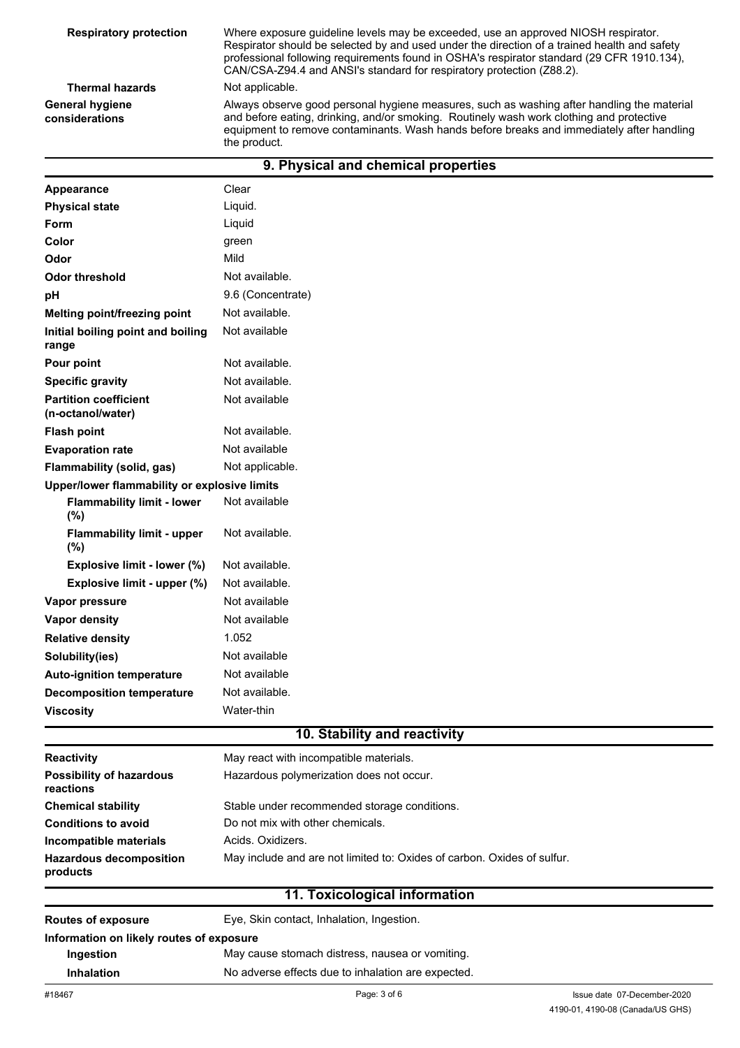| | |
|---|---|
| **Respiratory protection** | Where exposure guideline levels may be exceeded, use an approved NIOSH respirator. Respirator should be selected by and used under the direction of a trained health and safety professional following requirements found in OSHA's respirator standard (29 CFR 1910.134), CAN/CSA-Z94.4 and ANSI's standard for respiratory protection (Z88.2). |
| **Thermal hazards** | Not applicable. |
| **General hygiene considerations** | Always observe good personal hygiene measures, such as washing after handling the material and before eating, drinking, and/or smoking. Routinely wash work clothing and protective equipment to remove contaminants. Wash hands before breaks and immediately after handling the product. |

## 9. Physical and chemical properties

| | |
|---|---|
| **Appearance** | Clear |
| **Physical state** | Liquid. |
| **Form** | Liquid |
| **Color** | green |
| **Odor** | Mild |
| **Odor threshold** | Not available. |
| **pH** | 9.6 (Concentrate) |
| **Melting point/freezing point** | Not available. |
| **Initial boiling point and boiling range** | Not available |
| **Pour point** | Not available. |
| **Specific gravity** | Not available. |
| **Partition coefficient (n-octanol/water)** | Not available |
| **Flash point** | Not available. |
| **Evaporation rate** | Not available |
| **Flammability (solid, gas)** | Not applicable. |
| **Upper/lower flammability or explosive limits** | |
| **Flammability limit - lower (%)** | Not available |
| **Flammability limit - upper (%)** | Not available. |
| **Explosive limit - lower (%)** | Not available. |
| **Explosive limit - upper (%)** | Not available. |
| **Vapor pressure** | Not available |
| **Vapor density** | Not available |
| **Relative density** | 1.052 |
| **Solubility(ies)** | Not available |
| **Auto-ignition temperature** | Not available |
| **Decomposition temperature** | Not available. |
| **Viscosity** | Water-thin |

## 10. Stability and reactivity

| | |
|---|---|
| **Reactivity** | May react with incompatible materials. |
| **Possibility of hazardous reactions** | Hazardous polymerization does not occur. |
| **Chemical stability** | Stable under recommended storage conditions. |
| **Conditions to avoid** | Do not mix with other chemicals. |
| **Incompatible materials** | Acids. Oxidizers. |
| **Hazardous decomposition products** | May include and are not limited to: Oxides of carbon. Oxides of sulfur. |

## 11. Toxicological information

| | |
|---|---|
| **Routes of exposure** | Eye, Skin contact, Inhalation, Ingestion. |
| **Information on likely routes of exposure** | |
| **Ingestion** | May cause stomach distress, nausea or vomiting. |
| **Inhalation** | No adverse effects due to inhalation are expected. |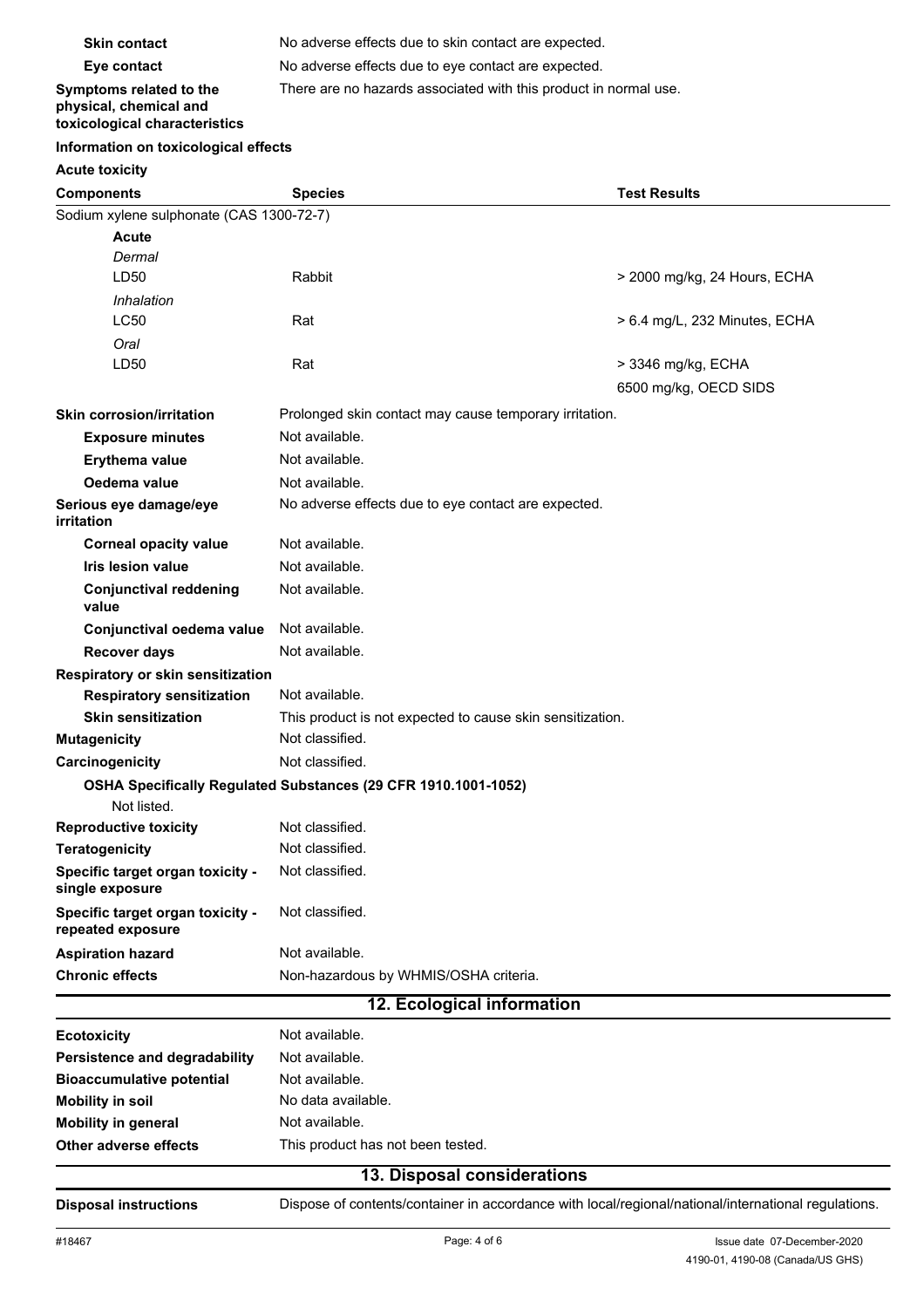| | |
|---|---|
| **Skin contact** | No adverse effects due to skin contact are expected. |
| **Eye contact** | No adverse effects due to eye contact are expected. |
| **Symptoms related to the physical, chemical and toxicological characteristics** | There are no hazards associated with this product in normal use. |

**Information on toxicological effects**

**Acute toxicity**

| Components | Species | Test Results |
|---|---|---|
| Sodium xylene sulphonate (CAS 1300-72-7) | | |
| **Acute** | | |
| *Dermal* | | |
| LD50 | Rabbit | > 2000 mg/kg, 24 Hours, ECHA |
| *Inhalation* | | |
| LC50 | Rat | > 6.4 mg/L, 232 Minutes, ECHA |
| *Oral* | | |
| LD50 | Rat | > 3346 mg/kg, ECHA |
| | | 6500 mg/kg, OECD SIDS |

| | |
|---|---|
| **Skin corrosion/irritation** | Prolonged skin contact may cause temporary irritation. |
| **Exposure minutes** | Not available. |
| **Erythema value** | Not available. |
| **Oedema value** | Not available. |
| **Serious eye damage/eye irritation** | No adverse effects due to eye contact are expected. |
| **Corneal opacity value** | Not available. |
| **Iris lesion value** | Not available. |
| **Conjunctival reddening value** | Not available. |
| **Conjunctival oedema value** | Not available. |
| **Recover days** | Not available. |
| **Respiratory or skin sensitization** | |
| **Respiratory sensitization** | Not available. |
| **Skin sensitization** | This product is not expected to cause skin sensitization. |
| **Mutagenicity** | Not classified. |
| **Carcinogenicity** | Not classified. |

**OSHA Specifically Regulated Substances (29 CFR 1910.1001-1052)**

Not listed.

| | |
|---|---|
| **Reproductive toxicity** | Not classified. |
| **Teratogenicity** | Not classified. |
| **Specific target organ toxicity - single exposure** | Not classified. |
| **Specific target organ toxicity - repeated exposure** | Not classified. |
| **Aspiration hazard** | Not available. |
| **Chronic effects** | Non-hazardous by WHMIS/OSHA criteria. |

## 12. Ecological information

| | |
|---|---|
| **Ecotoxicity** | Not available. |
| **Persistence and degradability** | Not available. |
| **Bioaccumulative potential** | Not available. |
| **Mobility in soil** | No data available. |
| **Mobility in general** | Not available. |
| **Other adverse effects** | This product has not been tested. |

## 13. Disposal considerations

| | |
|---|---|
| **Disposal instructions** | Dispose of contents/container in accordance with local/regional/national/international regulations. |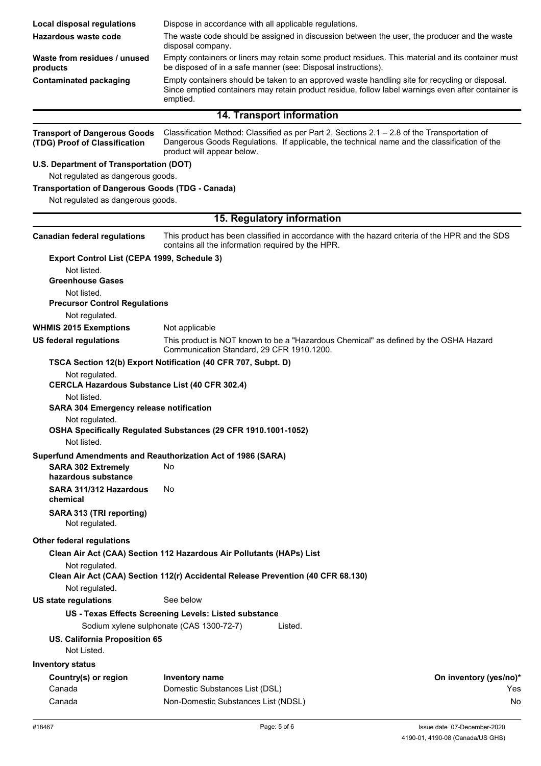**Local disposal regulations** Dispose in accordance with all applicable regulations.

**Hazardous waste code** The waste code should be assigned in discussion between the user, the producer and the waste disposal company.

**Waste from residues / unused products** Empty containers or liners may retain some product residues. This material and its container must be disposed of in a safe manner (see: Disposal instructions).

**Contaminated packaging** Empty containers should be taken to an approved waste handling site for recycling or disposal. Since emptied containers may retain product residue, follow label warnings even after container is emptied.

## 14. Transport information

**Transport of Dangerous Goods (TDG) Proof of Classification** Classification Method: Classified as per Part 2, Sections 2.1 – 2.8 of the Transportation of Dangerous Goods Regulations. If applicable, the technical name and the classification of the product will appear below.

**U.S. Department of Transportation (DOT)**

Not regulated as dangerous goods.

**Transportation of Dangerous Goods (TDG - Canada)**

Not regulated as dangerous goods.

## 15. Regulatory information

**Canadian federal regulations** This product has been classified in accordance with the hazard criteria of the HPR and the SDS contains all the information required by the HPR.

**Export Control List (CEPA 1999, Schedule 3)**

Not listed.

**Greenhouse Gases**

Not listed.

**Precursor Control Regulations**

Not regulated.

**WHMIS 2015 Exemptions** Not applicable

**US federal regulations** This product is NOT known to be a "Hazardous Chemical" as defined by the OSHA Hazard Communication Standard, 29 CFR 1910.1200.

**TSCA Section 12(b) Export Notification (40 CFR 707, Subpt. D)**

Not regulated.

**CERCLA Hazardous Substance List (40 CFR 302.4)**

Not listed.

**SARA 304 Emergency release notification**

Not regulated.

**OSHA Specifically Regulated Substances (29 CFR 1910.1001-1052)**

Not listed.

**Superfund Amendments and Reauthorization Act of 1986 (SARA)**

**SARA 302 Extremely hazardous substance** No

**SARA 311/312 Hazardous chemical** No

**SARA 313 (TRI reporting)**

Not regulated.

**Other federal regulations**

**Clean Air Act (CAA) Section 112 Hazardous Air Pollutants (HAPs) List**

Not regulated.

**Clean Air Act (CAA) Section 112(r) Accidental Release Prevention (40 CFR 68.130)**

Not regulated.

**US state regulations** See below

**US - Texas Effects Screening Levels: Listed substance**

Sodium xylene sulphonate (CAS 1300-72-7) Listed.

**US. California Proposition 65**

Not Listed.

**Inventory status**

| Country(s) or region | Inventory name | On inventory (yes/no)* |
|---|---|---|
| Canada | Domestic Substances List (DSL) | Yes |
| Canada | Non-Domestic Substances List (NDSL) | No |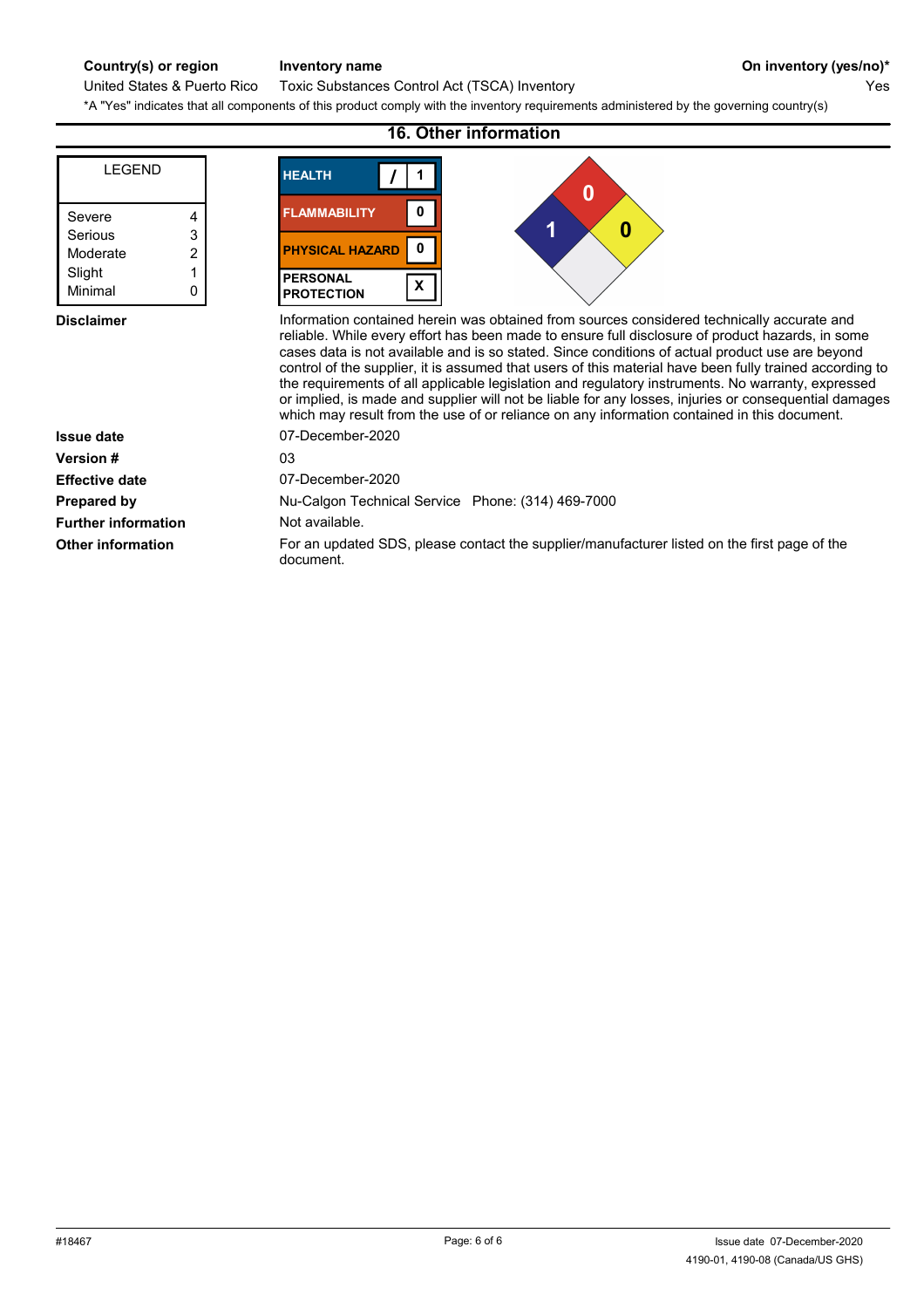| Country(s) or region | Inventory name | On inventory (yes/no)* |
|---|---|---|
| United States & Puerto Rico | Toxic Substances Control Act (TSCA) Inventory | Yes |

*A "Yes" indicates that all components of this product comply with the inventory requirements administered by the governing country(s)

## 16. Other information

| LEGEND | |
|---|---|
| Severe | 4 |
| Serious | 3 |
| Moderate | 2 |
| Slight | 1 |
| Minimal | 0 |

| | | |
|---|---|---|
| HEALTH | / | 1 |
| FLAMMABILITY | | 0 |
| PHYSICAL HAZARD | | 0 |
| PERSONAL PROTECTION | | X |

0

1

0

**Disclaimer**

Information contained herein was obtained from sources considered technically accurate and reliable. While every effort has been made to ensure full disclosure of product hazards, in some cases data is not available and is so stated. Since conditions of actual product use are beyond control of the supplier, it is assumed that users of this material have been fully trained according to the requirements of all applicable legislation and regulatory instruments. No warranty, expressed or implied, is made and supplier will not be liable for any losses, injuries or consequential damages which may result from the use of or reliance on any information contained in this document.

**Issue date** 07-December-2020

**Version #** 03

**Effective date** 07-December-2020

**Prepared by** Nu-Calgon Technical Service Phone: (314) 469-7000

**Further information** Not available.

**Other information** For an updated SDS, please contact the supplier/manufacturer listed on the first page of the document.